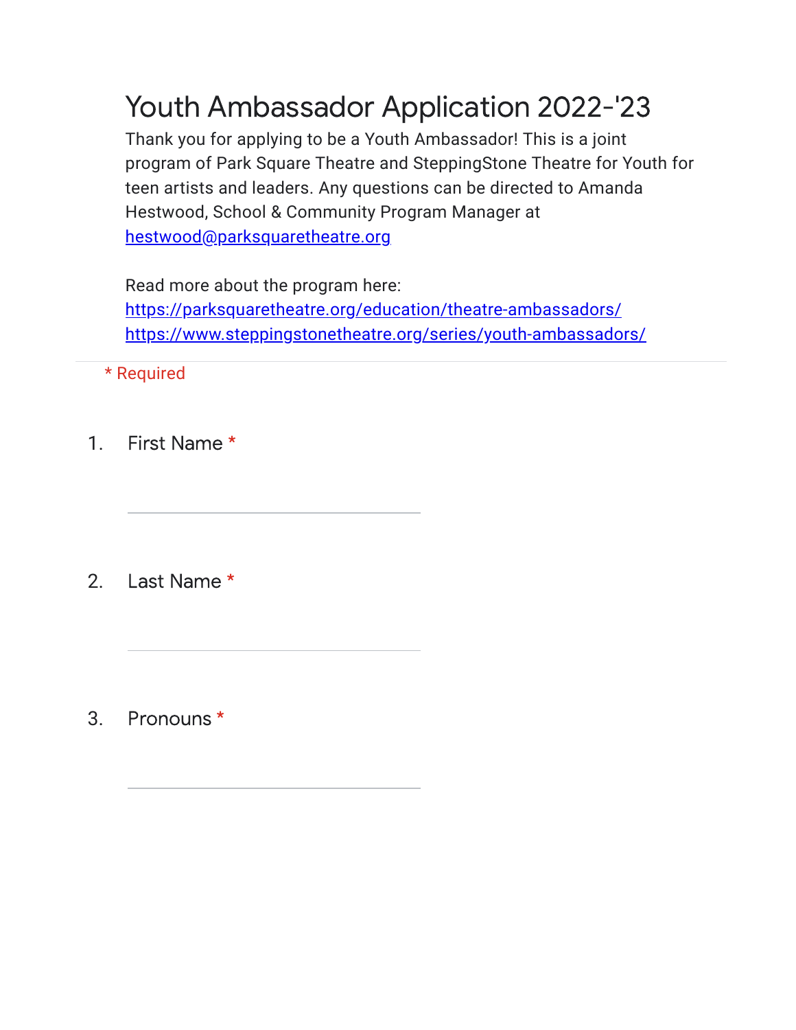# Youth Ambassador Application 2022-'23

Thank you for applying to be a Youth Ambassador! This is a joint program of Park Square Theatre and SteppingStone Theatre for Youth for teen artists and leaders. Any questions can be directed to Amanda Hestwood, School & Community Program Manager at hestwood@parksquaretheatre.org

Read more about the program here:
https://parksquaretheatre.org/education/theatre-ambassadors/
https://www.steppingstonetheatre.org/series/youth-ambassadors/

* Required

1. First Name *

_______________________________

2. Last Name *

_______________________________

3. Pronouns *

_______________________________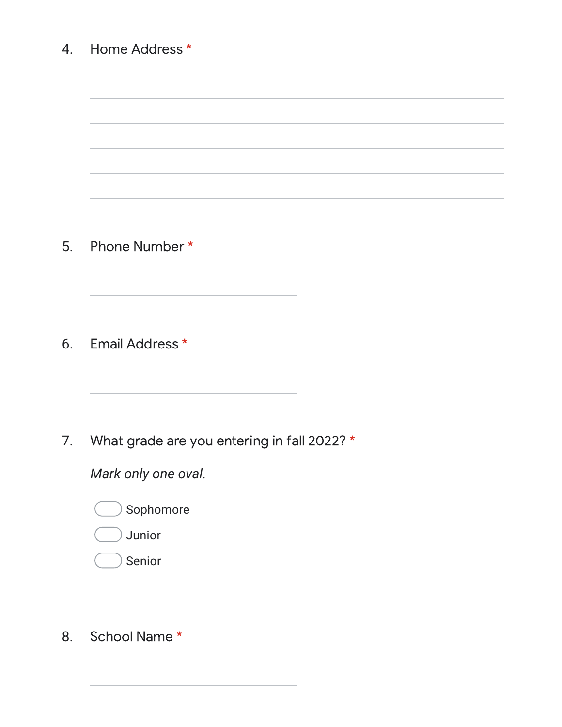4. Home Address *

5. Phone Number *

6. Email Address *

7. What grade are you entering in fall 2022? *

   *Mark only one oval.*

   - Sophomore
   - Junior
   - Senior

8. School Name *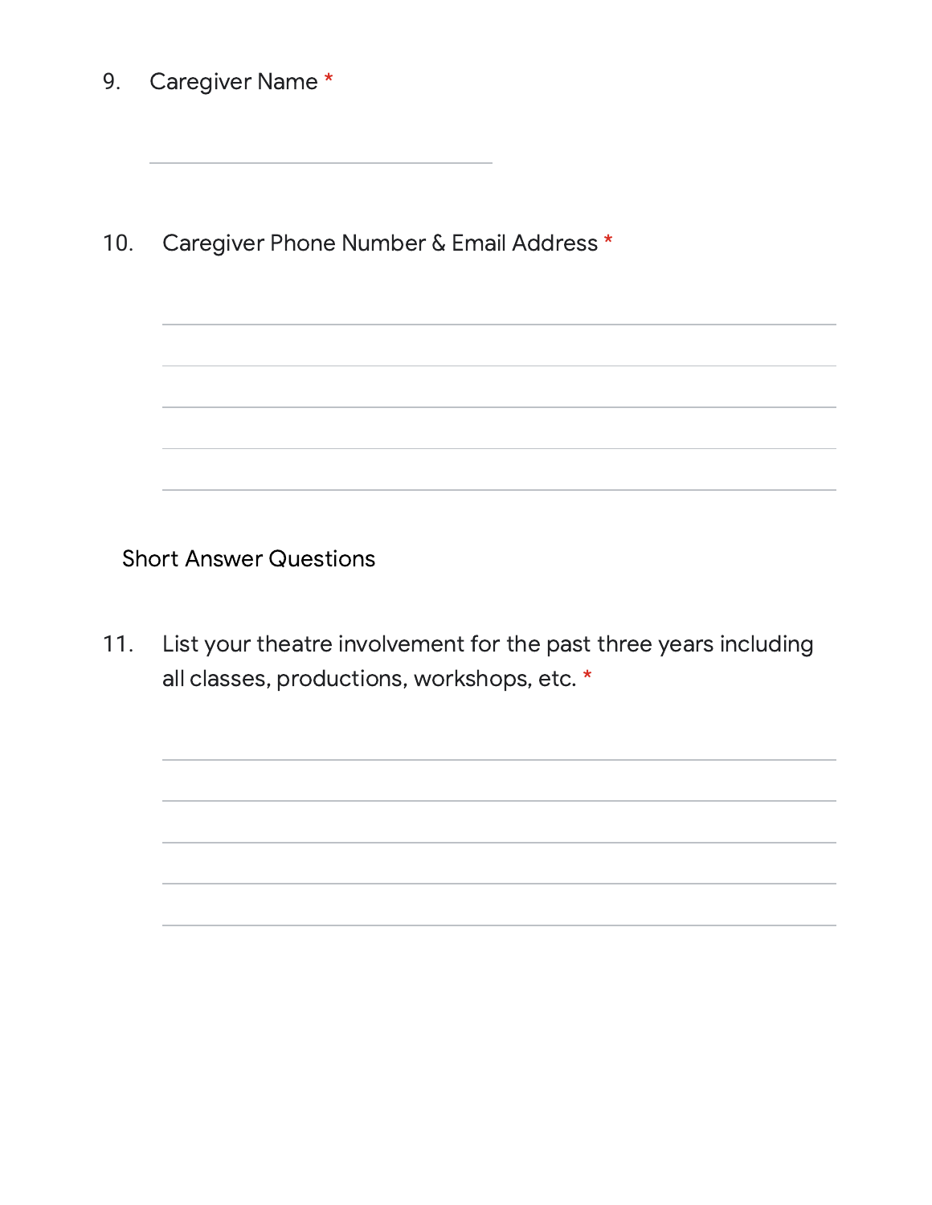9. Caregiver Name *

10. Caregiver Phone Number & Email Address *

Short Answer Questions

11. List your theatre involvement for the past three years including all classes, productions, workshops, etc. *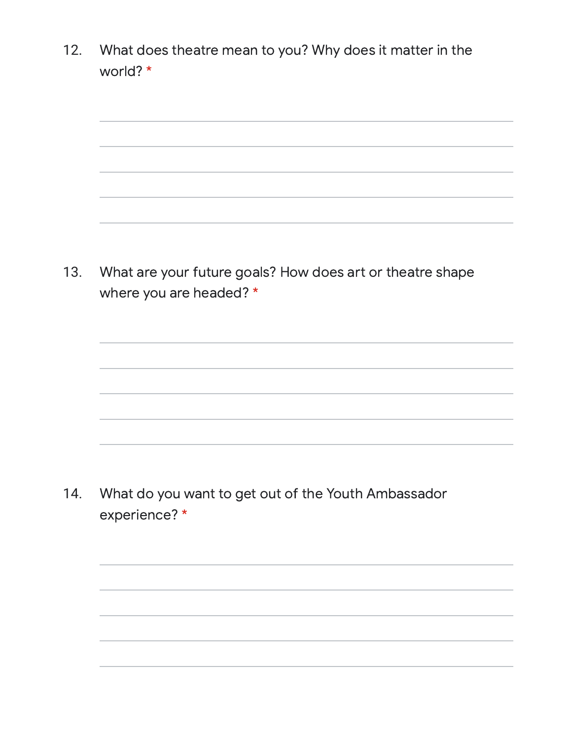12. What does theatre mean to you? Why does it matter in the world? *

13. What are your future goals? How does art or theatre shape where you are headed? *

14. What do you want to get out of the Youth Ambassador experience? *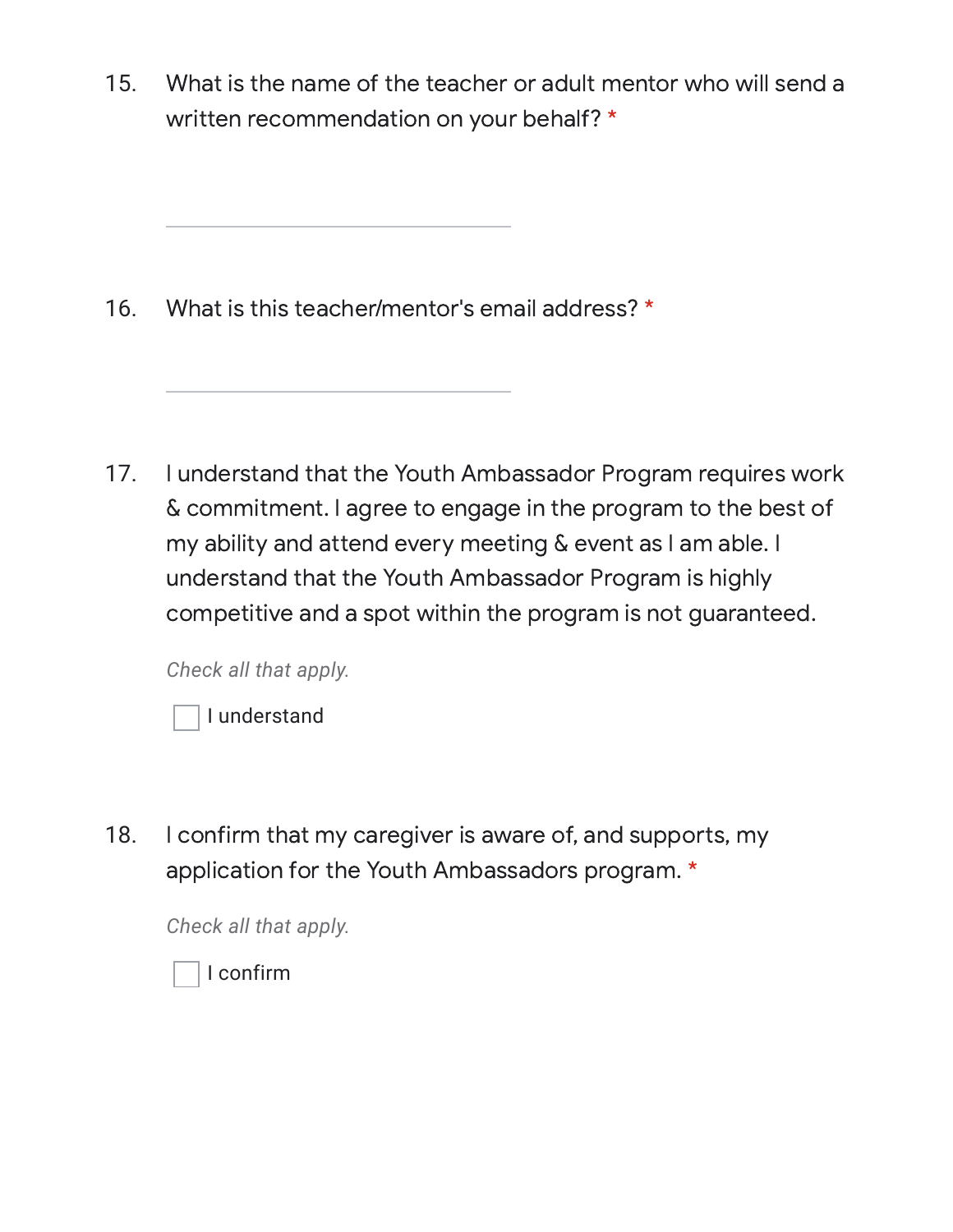15. What is the name of the teacher or adult mentor who will send a written recommendation on your behalf? *

_______________________________

16. What is this teacher/mentor's email address? *

_______________________________

17. I understand that the Youth Ambassador Program requires work & commitment. I agree to engage in the program to the best of my ability and attend every meeting & event as I am able. I understand that the Youth Ambassador Program is highly competitive and a spot within the program is not guaranteed.

*Check all that apply.*

- [ ] I understand

18. I confirm that my caregiver is aware of, and supports, my application for the Youth Ambassadors program. *

*Check all that apply.*

- [ ] I confirm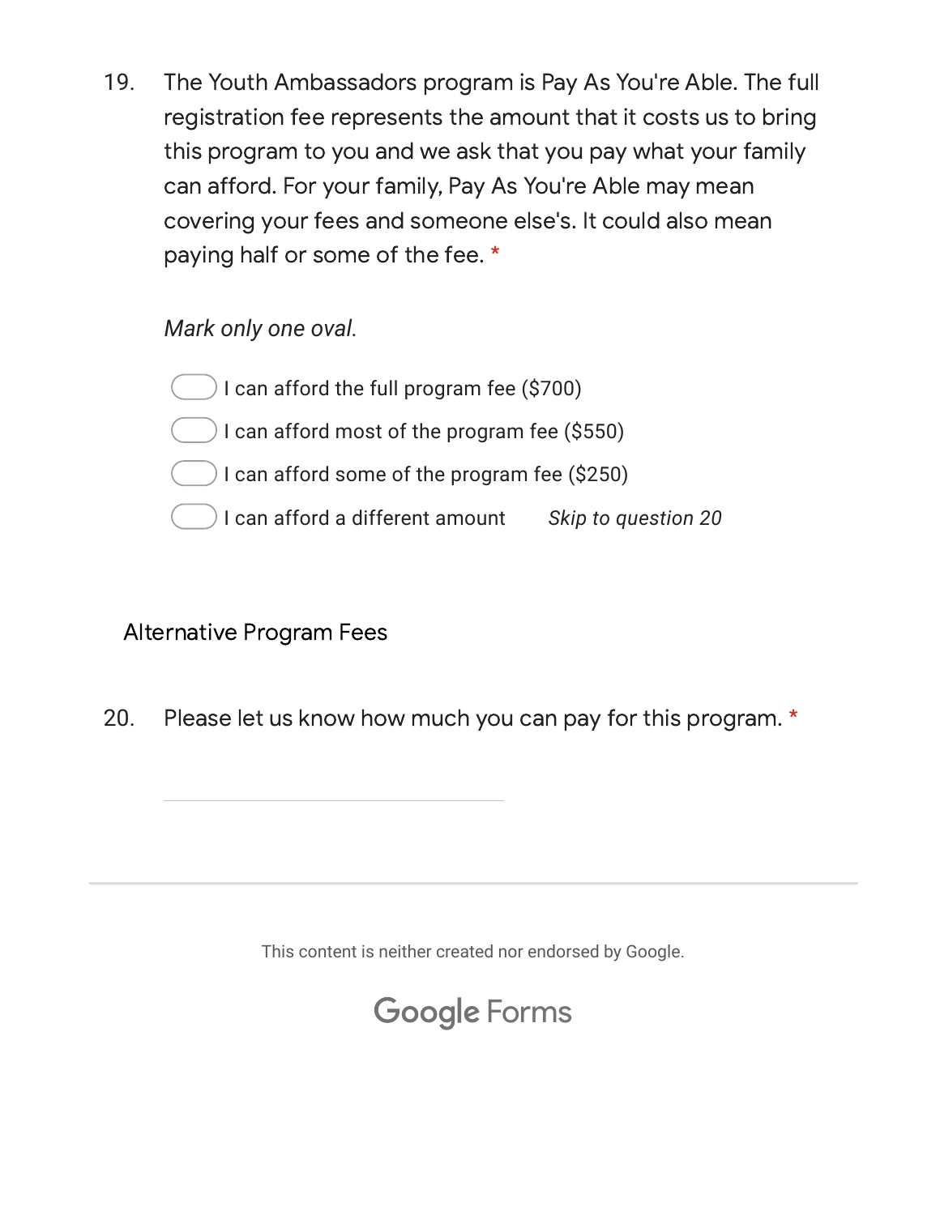19. The Youth Ambassadors program is Pay As You're Able. The full registration fee represents the amount that it costs us to bring this program to you and we ask that you pay what your family can afford. For your family, Pay As You're Able may mean covering your fees and someone else's. It could also mean paying half or some of the fee. *

*Mark only one oval.*

- ( ) I can afford the full program fee ($700)
- ( ) I can afford most of the program fee ($550)
- ( ) I can afford some of the program fee ($250)
- ( ) I can afford a different amount *Skip to question 20*

## Alternative Program Fees

20. Please let us know how much you can pay for this program. *

\_\_\_\_\_\_\_\_\_\_\_\_\_\_\_\_\_\_\_\_\_\_\_\_\_\_\_\_\_\_

---

This content is neither created nor endorsed by Google.

Google Forms